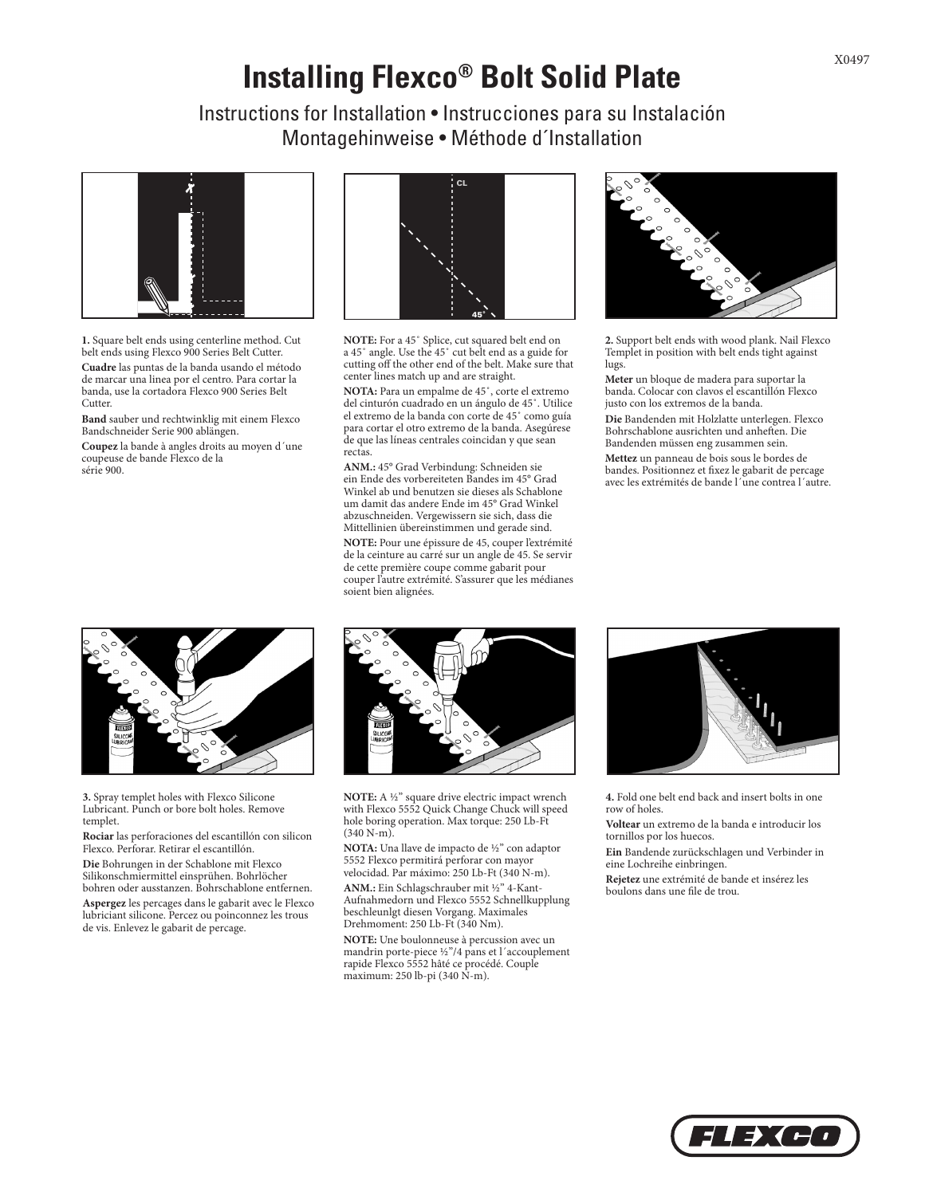# Installing Flexco® Bolt Solid Plate

## Instructions for Installation • Instrucciones para su Instalación Montagehinweise • Méthode d´Installation

**1.** Square belt ends using centerline method. Cut belt ends using Flexco 900 Series Belt Cutter.

**Cuadre** las puntas de la banda usando el método de marcar una linea por el centro. Para cortar la banda, use la cortadora Flexco 900 Series Belt Cutter.

**Band** sauber und rechtwinklig mit einem Flexco Bandschneider Serie 900 ablängen.

**Coupez** la bande à angles droits au moyen d´une coupeuse de bande Flexco de la série 900.

**NOTE:** For a 45˚ Splice, cut squared belt end on a 45˚ angle. Use the 45˚ cut belt end as a guide for cutting off the other end of the belt. Make sure that center lines match up and are straight.

**NOTA:** Para un empalme de 45˚, corte el extremo del cinturón cuadrado en un ángulo de 45˚. Utilice el extremo de la banda con corte de 45˚ como guía para cortar el otro extremo de la banda. Asegúrese de que las líneas centrales coincidan y que sean rectas.

**ANM.:** 45º Grad Verbindung: Schneiden sie ein Ende des vorbereiteten Bandes im 45º Grad Winkel ab und benutzen sie dieses als Schablone um damit das andere Ende im 45º Grad Winkel abzuschneiden. Vergewissern sie sich, dass die Mittellinien übereinstimmen und gerade sind.

**NOTE:** Pour une épissure de 45, couper l'extrémité de la ceinture au carré sur un angle de 45. Se servir de cette première coupe comme gabarit pour couper l'autre extrémité. S'assurer que les médianes soient bien alignées.

**2.** Support belt ends with wood plank. Nail Flexco Templet in position with belt ends tight against lugs.

**Meter** un bloque de madera para suportar la banda. Colocar con clavos el escantillón Flexco justo con los extremos de la banda.

**Die** Bandenden mit Holzlatte unterlegen. Flexco Bohrschablone ausrichten und anheften. Die Bandenden müssen eng zusammen sein.

**Mettez** un panneau de bois sous le bordes de bandes. Positionnez et fixez le gabarit de percage avec les extrémités de bande l´une contrea l´autre.

**3.** Spray templet holes with Flexco Silicone Lubricant. Punch or bore bolt holes. Remove templet.

**Rociar** las perforaciones del escantillón con silicon Flexco. Perforar. Retirar el escantillón.

**Die** Bohrungen in der Schablone mit Flexco Silikonschmiermittel einsprühen. Bohrlöcher bohren oder ausstanzen. Bohrschablone entfernen.

**Aspergez** les percages dans le gabarit avec le Flexco lubriciant silicone. Percez ou poinconnez les trous de vis. Enlevez le gabarit de percage.

**NOTE:** A ½" square drive electric impact wrench with Flexco 5552 Quick Change Chuck will speed hole boring operation. Max torque: 250 Lb-Ft (340 N-m).

**NOTA:** Una llave de impacto de ½" con adaptor 5552 Flexco permitirá perforar con mayor velocidad. Par máximo: 250 Lb-Ft (340 N-m).

**ANM.:** Ein Schlagschrauber mit ½" 4-Kant-Aufnahmedorn und Flexco 5552 Schnellkupplung beschleunlgt diesen Vorgang. Maximales Drehmoment: 250 Lb-Ft (340 Nm).

**NOTE:** Une boulonneuse à percussion avec un mandrin porte-piece ½"/4 pans et l´accouplement rapide Flexco 5552 hâté ce procédé. Couple maximum: 250 lb-pi (340 N-m).

**4.** Fold one belt end back and insert bolts in one row of holes.

**Voltear** un extremo de la banda e introducir los tornillos por los huecos.

**Ein** Bandende zurückschlagen und Verbinder in eine Lochreihe einbringen.

**Rejetez** une extrémité de bande et insérez les boulons dans une file de trou.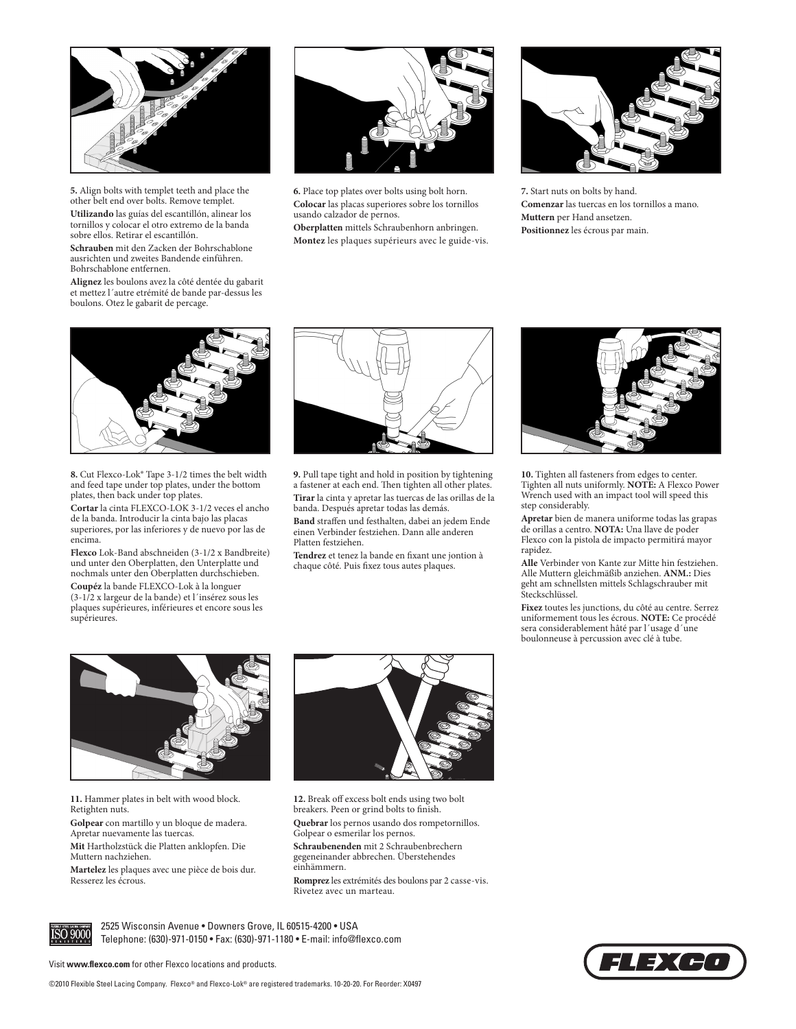**5.** Align bolts with templet teeth and place the other belt end over bolts. Remove templet.

**Utilizando** las guías del escantillón, alinear los tornillos y colocar el otro extremo de la banda sobre ellos. Retirar el escantillón.

**Schrauben** mit den Zacken der Bohrschablone ausrichten und zweites Bandende einführen. Bohrschablone entfernen.

**Alignez** les boulons avez la côté dentée du gabarit et mettez l´autre etrémité de bande par-dessus les boulons. Otez le gabarit de percage.

**6.** Place top plates over bolts using bolt horn.

**Colocar** las placas superiores sobre los tornillos usando calzador de pernos.

**Oberplatten** mittels Schraubenhorn anbringen.

**Montez** les plaques supérieurs avec le guide-vis.

**7.** Start nuts on bolts by hand.

**Comenzar** las tuercas en los tornillos a mano.

**Muttern** per Hand ansetzen.

**Positionnez** les écrous par main.

**8.** Cut Flexco-Lok® Tape 3-1/2 times the belt width and feed tape under top plates, under the bottom plates, then back under top plates.

**Cortar** la cinta FLEXCO-LOK 3-1/2 veces el ancho de la banda. Introducir la cinta bajo las placas superiores, por las inferiores y de nuevo por las de encima.

**Flexco** Lok-Band abschneiden (3-1/2 x Bandbreite) und unter den Oberplatten, den Unterplatte und nochmals unter den Oberplatten durchschieben.

**Coupéz** la bande FLEXCO-Lok à la longuer (3-1/2 x largeur de la bande) et l´insérez sous les plaques supérieures, inférieures et encore sous les supérieures.

**9.** Pull tape tight and hold in position by tightening a fastener at each end. Then tighten all other plates.

**Tirar** la cinta y apretar las tuercas de las orillas de la banda. Después apretar todas las demás.

**Band** straffen und festhalten, dabei an jedem Ende einen Verbinder festziehen. Dann alle anderen Platten festziehen.

**Tendrez** et tenez la bande en fixant une jontion à chaque côté. Puis fixez tous autes plaques.

**10.** Tighten all fasteners from edges to center. Tighten all nuts uniformly. **NOTE:** A Flexco Power Wrench used with an impact tool will speed this step considerably.

**Apretar** bien de manera uniforme todas las grapas de orillas a centro. **NOTA:** Una llave de poder Flexco con la pistola de impacto permitirá mayor rapidez.

**Alle** Verbinder von Kante zur Mitte hin festziehen. Alle Muttern gleichmäßib anziehen. **ANM.:** Dies geht am schnellsten mittels Schlagschrauber mit Steckschlüssel.

**Fixez** toutes les junctions, du côté au centre. Serrez uniformement tous les écrous. **NOTE:** Ce procédé sera considerablement hâté par l´usage d´une boulonneuse à percussion avec clé à tube.

**11.** Hammer plates in belt with wood block. Retighten nuts.

**Golpear** con martillo y un bloque de madera. Apretar nuevamente las tuercas.

**Mit** Hartholzstück die Platten anklopfen. Die Muttern nachziehen.

**Martelez** les plaques avec une pièce de bois dur. Resserez les écrous.

**12.** Break off excess bolt ends using two bolt breakers. Peen or grind bolts to finish.

**Quebrar** los pernos usando dos rompetornillos. Golpear o esmerilar los pernos.

**Schraubenenden** mit 2 Schraubenbrechern gegeneinander abbrechen. Überstehendes einhämmern.

**Romprez** les extrémités des boulons par 2 casse-vis. Rivetez avec un marteau.

2525 Wisconsin Avenue • Downers Grove, IL 60515-4200 • USA
Telephone: (630)-971-0150 • Fax: (630)-971-1180 • E-mail: info@flexco.com

Visit **www.flexco.com** for other Flexco locations and products.

©2010 Flexible Steel Lacing Company. Flexco® and Flexco-Lok® are registered trademarks. 10-20-20. For Reorder: X0497